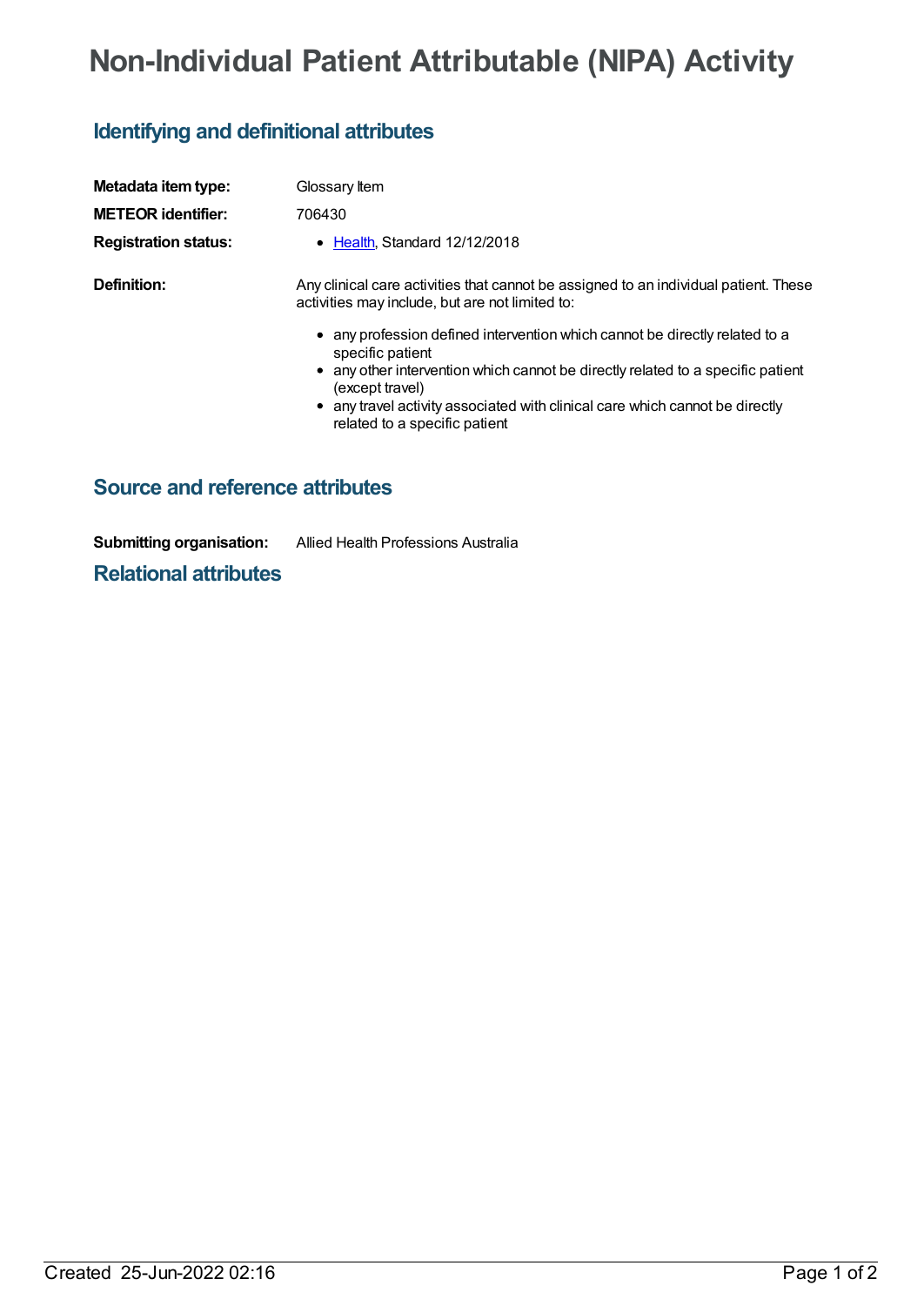# Non-Individual Patient Attributable (NIPA) Activity

## Identifying and definitional attributes

| | |
|---|---|
| **Metadata item type:** | Glossary Item |
| **METEOR identifier:** | 706430 |
| **Registration status:** | • Health, Standard 12/12/2018 |
| **Definition:** | Any clinical care activities that cannot be assigned to an individual patient. These activities may include, but are not limited to:<br>• any profession defined intervention which cannot be directly related to a specific patient<br>• any other intervention which cannot be directly related to a specific patient (except travel)<br>• any travel activity associated with clinical care which cannot be directly related to a specific patient |

## Source and reference attributes

| | |
|---|---|
| **Submitting organisation:** | Allied Health Professions Australia |

## Relational attributes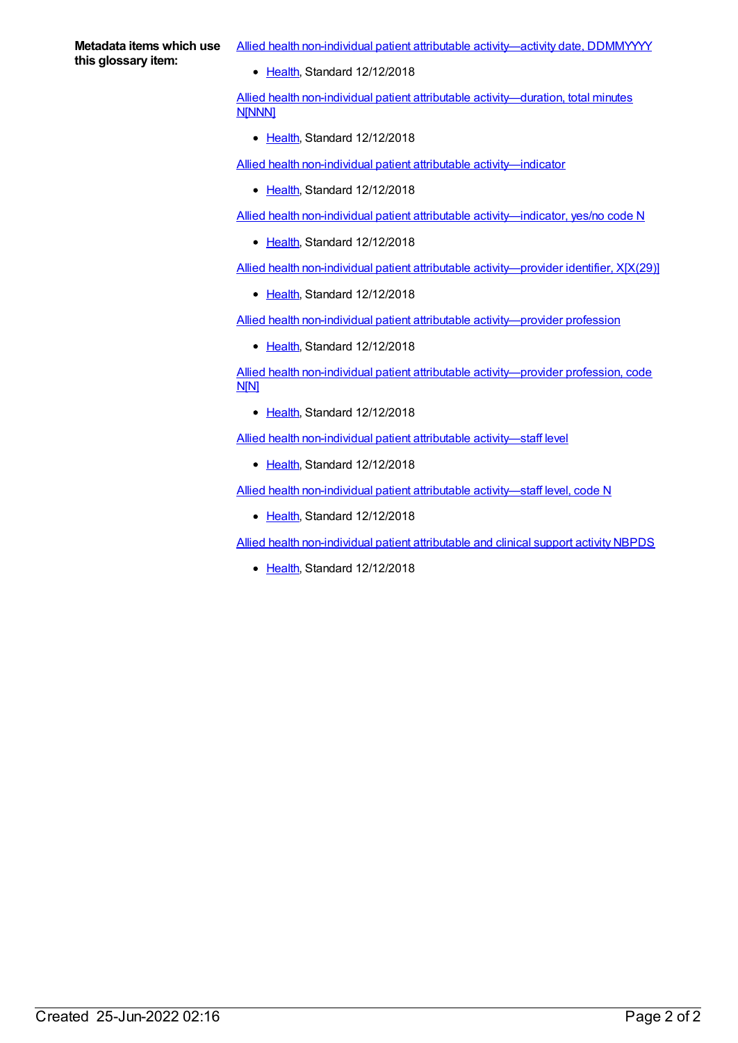**Metadata items which use this glossary item:**

Allied health non-individual patient attributable activity—activity date, DDMMYYYY

- Health, Standard 12/12/2018

Allied health non-individual patient attributable activity—duration, total minutes N[NNN]

- Health, Standard 12/12/2018

Allied health non-individual patient attributable activity—indicator

- Health, Standard 12/12/2018

Allied health non-individual patient attributable activity—indicator, yes/no code N

- Health, Standard 12/12/2018

Allied health non-individual patient attributable activity—provider identifier, X[X(29)]

- Health, Standard 12/12/2018

Allied health non-individual patient attributable activity—provider profession

- Health, Standard 12/12/2018

Allied health non-individual patient attributable activity—provider profession, code N[N]

- Health, Standard 12/12/2018

Allied health non-individual patient attributable activity—staff level

- Health, Standard 12/12/2018

Allied health non-individual patient attributable activity—staff level, code N

- Health, Standard 12/12/2018

Allied health non-individual patient attributable and clinical support activity NBPDS

- Health, Standard 12/12/2018